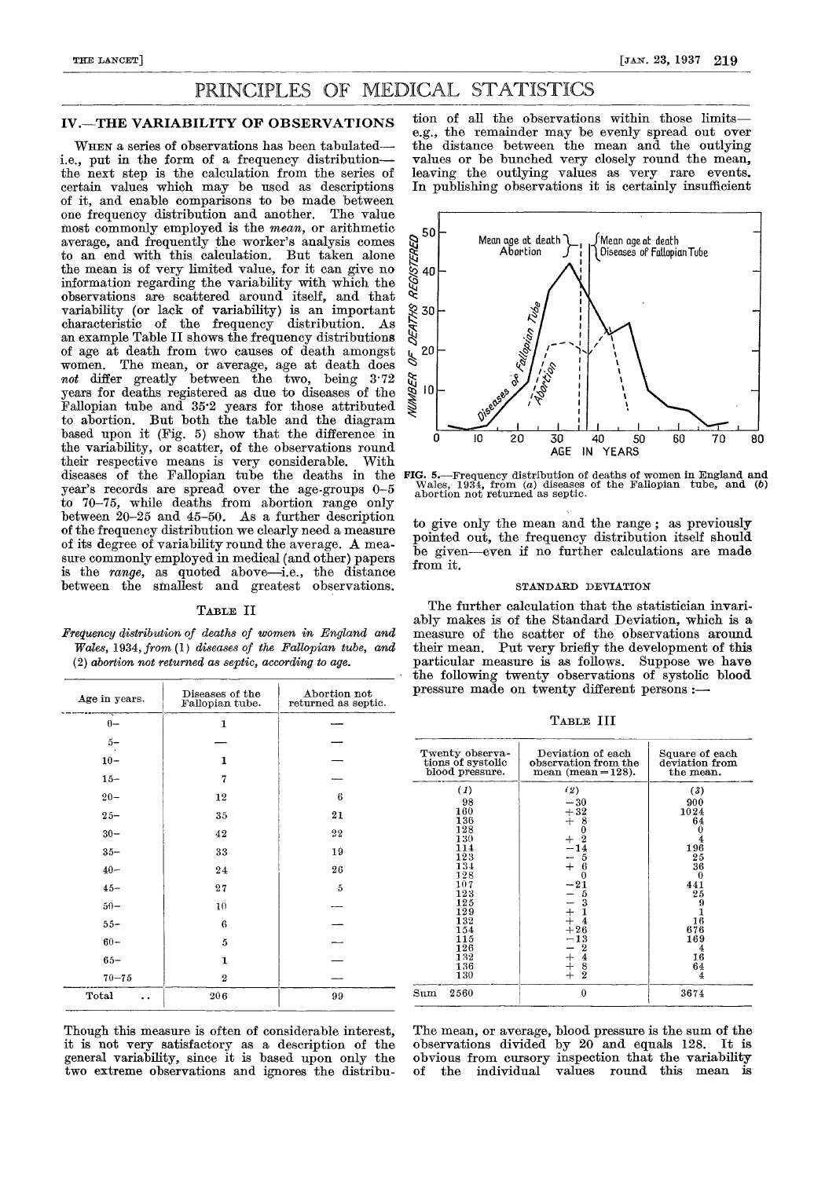# PRINCIPLES OF MEDICAL STATISTICS

## IV.—THE VARIABILITY OF OBSERVATIONS

When a series of observations has been tabulated—i.e., put in the form of a frequency distribution—the next step is the calculation from the series of certain values which may be used as descriptions of it, and enable comparisons to be made between one frequency distribution and another. The value most commonly employed is the *mean*, or arithmetic average, and frequently the worker's analysis comes to an end with this calculation. But taken alone the mean is of very limited value, for it can give no information regarding the variability with which the observations are scattered around itself, and that variability (or lack of variability) is an important characteristic of the frequency distribution. As an example Table II shows the frequency distributions of age at death from two causes of death amongst women. The mean, or average, age at death does *not* differ greatly between the two, being 3·72 years for deaths registered as due to diseases of the Fallopian tube and 35·2 years for those attributed to abortion. But both the table and the diagram based upon it (Fig. 5) show that the difference in the variability, or scatter, of the observations round their respective means is very considerable. With diseases of the Fallopian tube the deaths in the year's records are spread over the age-groups 0–5 to 70–75, while deaths from abortion range only between 20–25 and 45–50. As a further description of the frequency distribution we clearly need a measure of its degree of variability round the average. A measure commonly employed in medical (and other) papers is the *range*, as quoted above—i.e., the distance between the smallest and greatest observations.

TABLE II

*Frequency distribution of deaths of women in England and Wales, 1934, from* (1) *diseases of the Fallopian tube, and* (2) *abortion not returned as septic, according to age.*

| Age in years. | Diseases of the Fallopian tube. | Abortion not returned as septic. |
|---|---|---|
| 0– | 1 | — |
| 5– | — | — |
| 10– | 1 | — |
| 15– | 7 | — |
| 20– | 12 | 6 |
| 25– | 35 | 21 |
| 30– | 42 | 22 |
| 35– | 33 | 19 |
| 40– | 24 | 26 |
| 45– | 27 | 5 |
| 50– | 10 | — |
| 55– | 6 | — |
| 60– | 5 | — |
| 65– | 1 | — |
| 70–75 | 2 | — |
| Total .. | 206 | 99 |

Though this measure is often of considerable interest, it is not very satisfactory as a description of the general variability, since it is based upon only the two extreme observations and ignores the distribution of all the observations within those limits—e.g., the remainder may be evenly spread out over the distance between the mean and the outlying values or be bunched very closely round the mean, leaving the outlying values as very rare events. In publishing observations it is certainly insufficient to give only the mean and the range; as previously pointed out, the frequency distribution itself should be given—even if no further calculations are made from it.

FIG. 5.—Frequency distribution of deaths of women in England and Wales, 1934, from (*a*) diseases of the Fallopian tube, and (*b*) abortion not returned as septic.

### STANDARD DEVIATION

The further calculation that the statistician invariably makes is of the Standard Deviation, which is a measure of the scatter of the observations around their mean. Put very briefly the development of this particular measure is as follows. Suppose we have the following twenty observations of systolic blood pressure made on twenty different persons:—

TABLE III

| Twenty observations of systolic blood pressure. | Deviation of each observation from the mean (mean = 128). | Square of each deviation from the mean. |
|---|---|---|
| (1) | (2) | (3) |
| 98 | −30 | 900 |
| 160 | +32 | 1024 |
| 136 | + 8 | 64 |
| 128 | 0 | 0 |
| 130 | + 2 | 4 |
| 114 | −14 | 196 |
| 123 | − 5 | 25 |
| 134 | + 6 | 36 |
| 128 | 0 | 0 |
| 107 | −21 | 441 |
| 123 | − 5 | 25 |
| 125 | − 3 | 9 |
| 129 | + 1 | 1 |
| 132 | + 4 | 16 |
| 154 | +26 | 676 |
| 115 | −13 | 169 |
| 126 | − 2 | 4 |
| 132 | + 4 | 16 |
| 136 | + 8 | 64 |
| 130 | + 2 | 4 |
| Sum 2560 | 0 | 3674 |

The mean, or average, blood pressure is the sum of the observations divided by 20 and equals 128. It is obvious from cursory inspection that the variability of the individual values round this mean is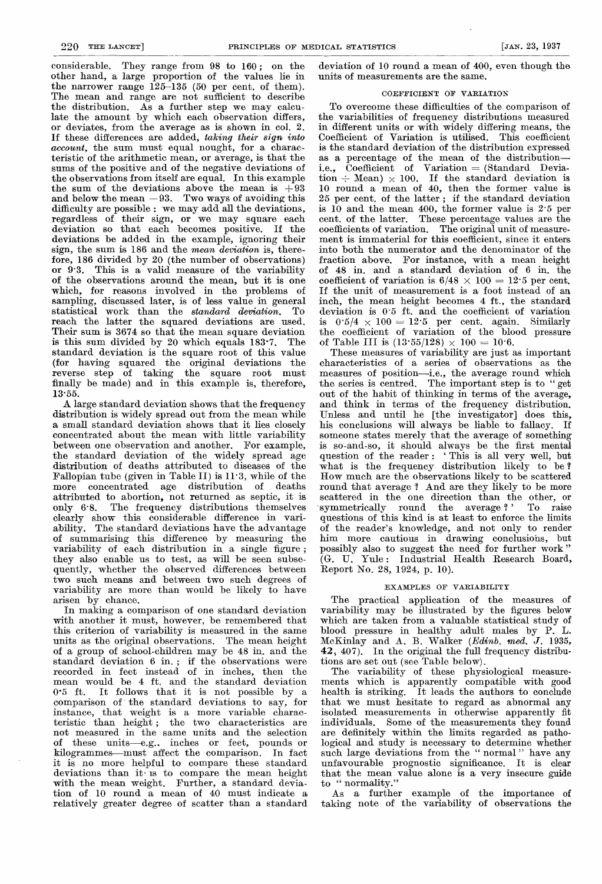considerable. They range from 98 to 160; on the other hand, a large proportion of the values lie in the narrower range 125–135 (50 per cent. of them). The mean and range are not sufficient to describe the distribution. As a further step we may calculate the amount by which each observation differs, or deviates, from the average as is shown in col. 2. If these differences are added, *taking their sign into account*, the sum must equal nought, for a characteristic of the arithmetic mean, or average, is that the sums of the positive and of the negative deviations of the observations from itself are equal. In this example the sum of the deviations above the mean is +93 and below the mean −93. Two ways of avoiding this difficulty are possible: we may add all the deviations, regardless of their sign, or we may square each deviation so that each becomes positive. If the deviations be added in the example, ignoring their sign, the sum is 186 and the *mean deviation* is, therefore, 186 divided by 20 (the number of observations) or 9·3. This is a valid measure of the variability of the observations around the mean, but it is one which, for reasons involved in the problems of sampling, discussed later, is of less value in general statistical work than the *standard deviation*. To reach the latter the squared deviations are used. Their sum is 3674 so that the mean square deviation is this sum divided by 20 which equals 183·7. The standard deviation is the square root of this value (for having squared the original deviations the reverse step of taking the square root must finally be made) and in this example is, therefore, 13·55.

A large standard deviation shows that the frequency distribution is widely spread out from the mean while a small standard deviation shows that it lies closely concentrated about the mean with little variability between one observation and another. For example, the standard deviation of the widely spread age distribution of deaths attributed to diseases of the Fallopian tube (given in Table II) is 11·3, while of the more concentrated age distribution of deaths attributed to abortion, not returned as septic, it is only 6·8. The frequency distributions themselves clearly show this considerable difference in variability. The standard deviations have the advantage of summarising this difference by measuring the variability of each distribution in a single figure; they also enable us to test, as will be seen subsequently, whether the observed differences between two such means and between two such degrees of variability are more than would be likely to have arisen by chance.

In making a comparison of one standard deviation with another it must, however, be remembered that this criterion of variability is measured in the same units as the original observations. The mean height of a group of school-children may be 48 in. and the standard deviation 6 in.; if the observations were recorded in feet instead of in inches, then the mean would be 4 ft. and the standard deviation 0·5 ft. It follows that it is not possible by a comparison of the standard deviations to say, for instance, that weight is a more variable characteristic than height; the two characteristics are not measured in the same units and the selection of these units—e.g., inches or feet, pounds or kilogrammes—must affect the comparison. In fact it is no more helpful to compare these standard deviations than it is to compare the mean height with the mean weight. Further, a standard deviation of 10 round a mean of 40 must indicate a relatively greater degree of scatter than a standard deviation of 10 round a mean of 400, even though the units of measurements are the same.

### COEFFICIENT OF VARIATION

To overcome these difficulties of the comparison of the variabilities of frequency distributions measured in different units or with widely differing means, the Coefficient of Variation is utilised. This coefficient is the standard deviation of the distribution expressed as a percentage of the mean of the distribution—i.e., Coefficient of Variation = (Standard Deviation ÷ Mean) × 100. If the standard deviation is 10 round a mean of 40, then the former value is 25 per cent. of the latter; if the standard deviation is 10 and the mean 400, the former value is 2·5 per cent. of the latter. These percentage values are the coefficients of variation. The original unit of measurement is immaterial for this coefficient, since it enters into both the numerator and the denominator of the fraction above. For instance, with a mean height of 48 in. and a standard deviation of 6 in. the coefficient of variation is $6/48 \times 100 = 12{\cdot}5$ per cent. If the unit of measurement is a foot instead of an inch, the mean height becomes 4 ft., the standard deviation is 0·5 ft. and the coefficient of variation is $0{\cdot}5/4 \times 100 = 12{\cdot}5$ per cent. again. Similarly the coefficient of variation of the blood pressure of Table III is $(13{\cdot}55/128) \times 100 = 10{\cdot}6$.

These measures of variability are just as important characteristics of a series of observations as the measures of position—i.e., the average round which the series is centred. The important step is to "get out of the habit of thinking in terms of the average, and think in terms of the frequency distribution. Unless and until he [the investigator] does this, his conclusions will always be liable to fallacy. If someone states merely that the average of something is so-and-so, it should always be the first mental question of the reader: 'This is all very well, but what is the frequency distribution likely to be? How much are the observations likely to be scattered round that average? And are they likely to be more scattered in the one direction than the other, or symmetrically round the average?' To raise questions of this kind is at least to enforce the limits of the reader's knowledge, and not only to render him more cautious in drawing conclusions, but possibly also to suggest the need for further work" (G. U. Yule: Industrial Health Research Board, Report No. 28, 1924, p. 10).

### EXAMPLES OF VARIABILITY

The practical application of the measures of variability may be illustrated by the figures below which are taken from a valuable statistical study of blood pressure in healthy adult males by P. L. McKinlay and A. B. Walker (*Edinb. med. J.* 1935, **42**, 407). In the original the full frequency distributions are set out (see Table below).

The variability of these physiological measurements which is apparently compatible with good health is striking. It leads the authors to conclude that we must hesitate to regard as abnormal any isolated measurements in otherwise apparently fit individuals. Some of the measurements they found are definitely within the limits regarded as pathological and study is necessary to determine whether such large deviations from the "normal" have any unfavourable prognostic significance. It is clear that the mean value alone is a very insecure guide to "normality."

As a further example of the importance of taking note of the variability of observations the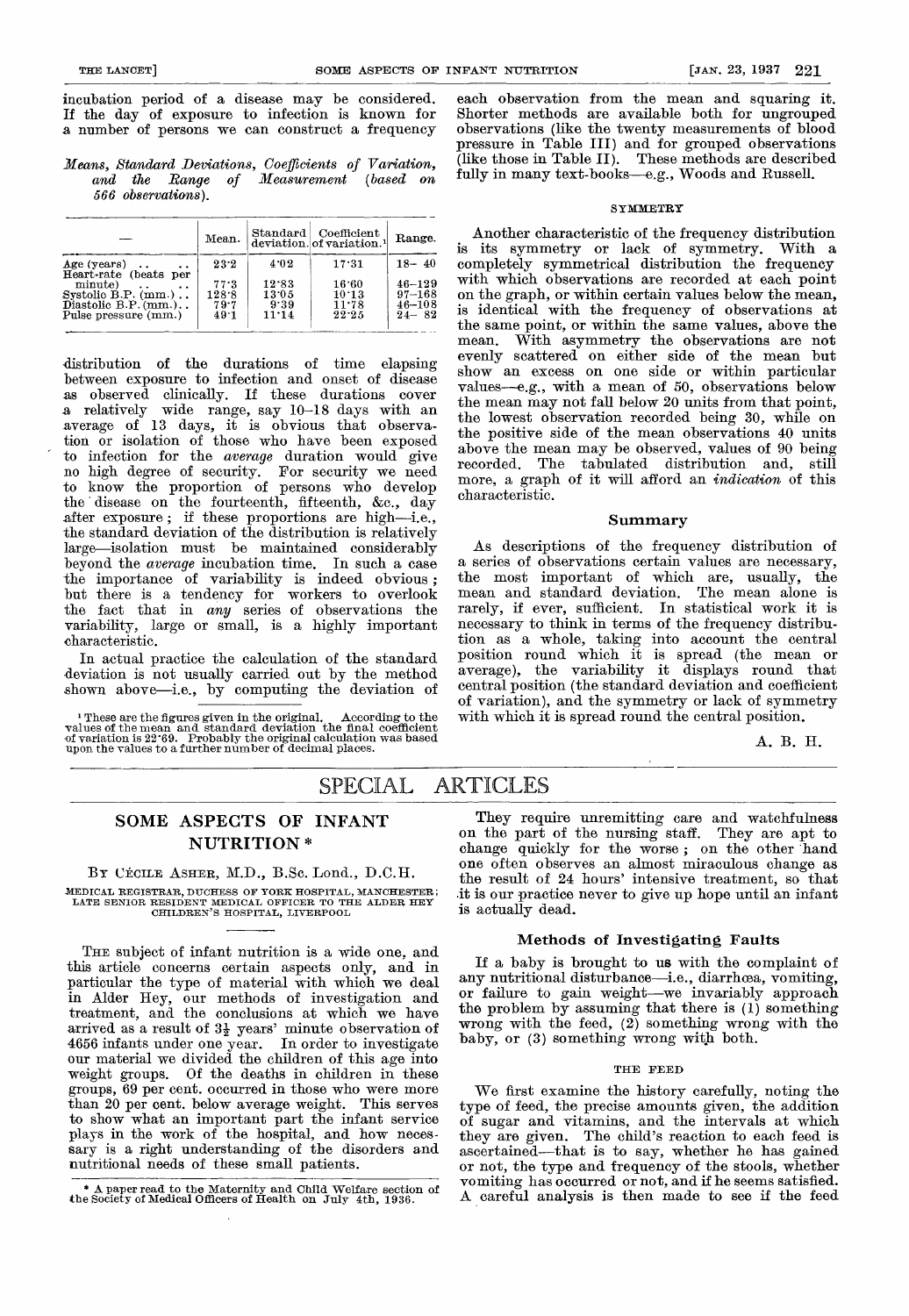incubation period of a disease may be considered. If the day of exposure to infection is known for a number of persons we can construct a frequency

*Means, Standard Deviations, Coefficients of Variation, and the Range of Measurement (based on 566 observations).*

| — | Mean. | Standard deviation. | Coefficient of variation.[1] | Range. |
|---|---|---|---|---|
| Age (years) .. .. | 23·2 | 4·02 | 17·31 | 18– 40 |
| Heart-rate (beats per minute) .. .. | 77·3 | 12·83 | 16·60 | 46–129 |
| Systolic B.P. (mm.) .. | 128·8 | 13·05 | 10·13 | 97–168 |
| Diastolic B.P. (mm.) .. | 79·7 | 9·39 | 11·78 | 46–108 |
| Pulse pressure (mm.) | 49·1 | 11·14 | 22·25 | 24– 82 |

distribution of the durations of time elapsing between exposure to infection and onset of disease as observed clinically. If these durations cover a relatively wide range, say 10–18 days with an average of 13 days, it is obvious that observation or isolation of those who have been exposed to infection for the *average* duration would give no high degree of security. For security we need to know the proportion of persons who develop the disease on the fourteenth, fifteenth, &c., day after exposure; if these proportions are high—i.e., the standard deviation of the distribution is relatively large—isolation must be maintained considerably beyond the *average* incubation time. In such a case the importance of variability is indeed obvious; but there is a tendency for workers to overlook the fact that in *any* series of observations the variability, large or small, is a highly important characteristic.

In actual practice the calculation of the standard deviation is not usually carried out by the method shown above—i.e., by computing the deviation of each observation from the mean and squaring it. Shorter methods are available both for ungrouped observations (like the twenty measurements of blood pressure in Table III) and for grouped observations (like those in Table II). These methods are described fully in many text-books—e.g., Woods and Russell.

[1] These are the figures given in the original. According to the values of the mean and standard deviation the final coefficient of variation is 22·69. Probably the original calculation was based upon the values to a further number of decimal places.

### SYMMETRY

Another characteristic of the frequency distribution is its symmetry or lack of symmetry. With a completely symmetrical distribution the frequency with which observations are recorded at each point on the graph, or within certain values below the mean, is identical with the frequency of observations at the same point, or within the same values, above the mean. With asymmetry the observations are not evenly scattered on either side of the mean but show an excess on one side or within particular values—e.g., with a mean of 50, observations below the mean may not fall below 20 units from that point, the lowest observation recorded being 30, while on the positive side of the mean observations 40 units above the mean may be observed, values of 90 being recorded. The tabulated distribution and, still more, a graph of it will afford an *indication* of this characteristic.

### Summary

As descriptions of the frequency distribution of a series of observations certain values are necessary, the most important of which are, usually, the mean and standard deviation. The mean alone is rarely, if ever, sufficient. In statistical work it is necessary to think in terms of the frequency distribution as a whole, taking into account the central position round which it is spread (the mean or average), the variability it displays round that central position (the standard deviation and coefficient of variation), and the symmetry or lack of symmetry with which it is spread round the central position.

A. B. H.

# SPECIAL ARTICLES

## SOME ASPECTS OF INFANT NUTRITION *

By Cécile Asher, M.D., B.Sc. Lond., D.C.H.

MEDICAL REGISTRAR, DUCHESS OF YORK HOSPITAL, MANCHESTER; LATE SENIOR RESIDENT MEDICAL OFFICER TO THE ALDER HEY CHILDREN'S HOSPITAL, LIVERPOOL

The subject of infant nutrition is a wide one, and this article concerns certain aspects only, and in particular the type of material with which we deal in Alder Hey, our methods of investigation and treatment, and the conclusions at which we have arrived as a result of 3½ years' minute observation of 4656 infants under one year. In order to investigate our material we divided the children of this age into weight groups. Of the deaths in children in these groups, 69 per cent. occurred in those who were more than 20 per cent. below average weight. This serves to show what an important part the infant service plays in the work of the hospital, and how necessary is a right understanding of the disorders and nutritional needs of these small patients.

\* A paper read to the Maternity and Child Welfare section of the Society of Medical Officers of Health on July 4th, 1936.

They require unremitting care and watchfulness on the part of the nursing staff. They are apt to change quickly for the worse; on the other hand one often observes an almost miraculous change as the result of 24 hours' intensive treatment, so that it is our practice never to give up hope until an infant is actually dead.

### Methods of Investigating Faults

If a baby is brought to us with the complaint of any nutritional disturbance—i.e., diarrhœa, vomiting, or failure to gain weight—we invariably approach the problem by assuming that there is (1) something wrong with the feed, (2) something wrong with the baby, or (3) something wrong with both.

#### THE FEED

We first examine the history carefully, noting the type of feed, the precise amounts given, the addition of sugar and vitamins, and the intervals at which they are given. The child's reaction to each feed is ascertained—that is to say, whether he has gained or not, the type and frequency of the stools, whether vomiting has occurred or not, and if he seems satisfied. A careful analysis is then made to see if the feed